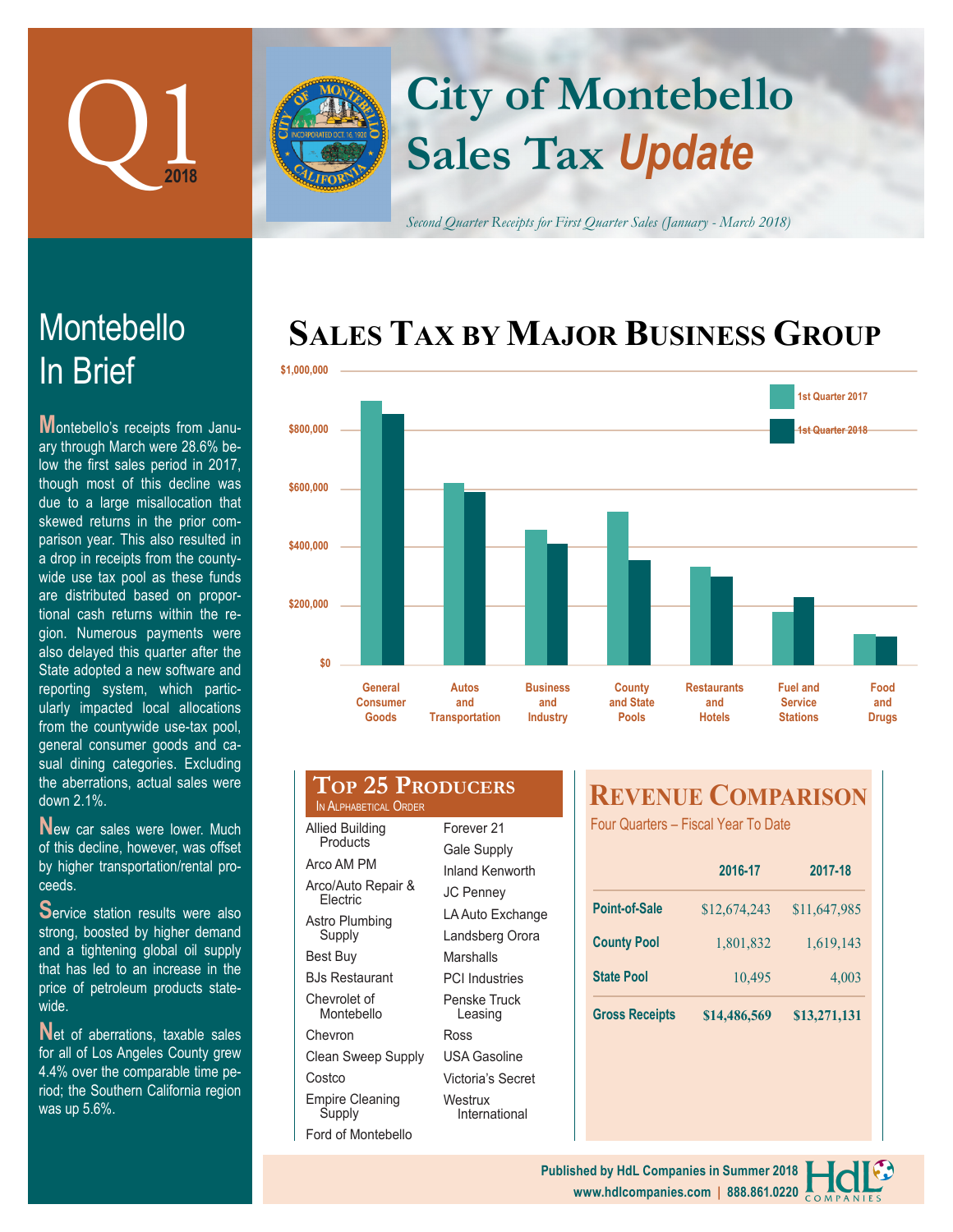# Q1 2018

# City of Montebello Sales Tax *Update*

*Second Quarter Receipts for First Quarter Sales (January - March 2018)*

## Montebello In Brief

Montebello's receipts from January through March were 28.6% below the first sales period in 2017, though most of this decline was due to a large misallocation that skewed returns in the prior comparison year. This also resulted in a drop in receipts from the countywide use tax pool as these funds are distributed based on proportional cash returns within the region. Numerous payments were also delayed this quarter after the State adopted a new software and reporting system, which particularly impacted local allocations from the countywide use-tax pool, general consumer goods and casual dining categories. Excluding the aberrations, actual sales were down 2.1%.

New car sales were lower. Much of this decline, however, was offset by higher transportation/rental proceeds.

Service station results were also strong, boosted by higher demand and a tightening global oil supply that has led to an increase in the price of petroleum products statewide.

Net of aberrations, taxable sales for all of Los Angeles County grew 4.4% over the comparable time period; the Southern California region was up 5.6%.

## Sales Tax by Major Business Group

Legend: 1st Quarter 2017, 1st Quarter 2018

Y-axis: $0, $200,000, $400,000, $600,000, $800,000, $1,000,000

Categories: General Consumer Goods; Autos and Transportation; Business and Industry; County and State Pools; Restaurants and Hotels; Fuel and Service Stations; Food and Drugs

## Top 25 Producers

In Alphabetical Order

- Allied Building Products
- Arco AM PM
- Arco/Auto Repair & Electric
- Astro Plumbing Supply
- Best Buy
- BJs Restaurant
- Chevrolet of Montebello
- Chevron
- Clean Sweep Supply
- Costco
- Empire Cleaning Supply
- Ford of Montebello
- Forever 21
- Gale Supply
- Inland Kenworth
- JC Penney
- LA Auto Exchange
- Landsberg Orora
- Marshalls
- PCI Industries
- Penske Truck Leasing
- Ross
- USA Gasoline
- Victoria's Secret
- Westrux International

## Revenue Comparison

Four Quarters – Fiscal Year To Date

| | 2016-17 | 2017-18 |
|---|---|---|
| Point-of-Sale | $12,674,243 | $11,647,985 |
| County Pool | 1,801,832 | 1,619,143 |
| State Pool | 10,495 | 4,003 |
| **Gross Receipts** | **$14,486,569** | **$13,271,131** |

Published by HdL Companies in Summer 2018
www.hdlcompanies.com | 888.861.0220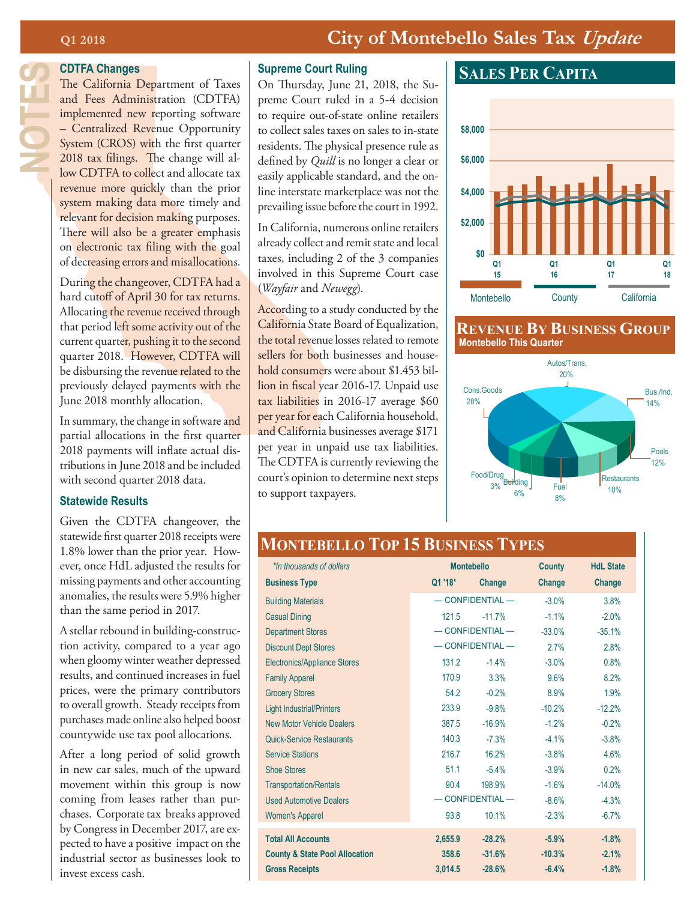# City of Montebello Sales Tax *Update*

Q1 2018

NOTES

### CDTFA Changes

The California Department of Taxes and Fees Administration (CDTFA) implemented new reporting software – Centralized Revenue Opportunity System (CROS) with the first quarter 2018 tax filings. The change will allow CDTFA to collect and allocate tax revenue more quickly than the prior system making data more timely and relevant for decision making purposes. There will also be a greater emphasis on electronic tax filing with the goal of decreasing errors and misallocations.

During the changeover, CDTFA had a hard cutoff of April 30 for tax returns. Allocating the revenue received through that period left some activity out of the current quarter, pushing it to the second quarter 2018. However, CDTFA will be disbursing the revenue related to the previously delayed payments with the June 2018 monthly allocation.

In summary, the change in software and partial allocations in the first quarter 2018 payments will inflate actual distributions in June 2018 and be included with second quarter 2018 data.

### Statewide Results

Given the CDTFA changeover, the statewide first quarter 2018 receipts were 1.8% lower than the prior year. However, once HdL adjusted the results for missing payments and other accounting anomalies, the results were 5.9% higher than the same period in 2017.

A stellar rebound in building-construction activity, compared to a year ago when gloomy winter weather depressed results, and continued increases in fuel prices, were the primary contributors to overall growth. Steady receipts from purchases made online also helped boost countywide use tax pool allocations.

After a long period of solid growth in new car sales, much of the upward movement within this group is now coming from leases rather than purchases. Corporate tax breaks approved by Congress in December 2017, are expected to have a positive impact on the industrial sector as businesses look to invest excess cash.

### Supreme Court Ruling

On Thursday, June 21, 2018, the Supreme Court ruled in a 5-4 decision to require out-of-state online retailers to collect sales taxes on sales to in-state residents. The physical presence rule as defined by *Quill* is no longer a clear or easily applicable standard, and the online interstate marketplace was not the prevailing issue before the court in 1992.

In California, numerous online retailers already collect and remit state and local taxes, including 2 of the 3 companies involved in this Supreme Court case (*Wayfair* and *Newegg*).

According to a study conducted by the California State Board of Equalization, the total revenue losses related to remote sellers for both businesses and household consumers were about $1.453 billion in fiscal year 2016-17. Unpaid use tax liabilities in 2016-17 average $60 per year for each California household, and California businesses average $171 per year in unpaid use tax liabilities. The CDTFA is currently reviewing the court's opinion to determine next steps to support taxpayers.

## Sales Per Capita

$8,000
$6,000
$4,000
$2,000
$0
Q1 15
Q1 16
Q1 17
Q1 18

Montebello
County
California

## Revenue By Business Group

Montebello This Quarter

Autos/Trans. 20%
Bus./Ind. 14%
Pools 12%
Restaurants 10%
Fuel 8%
Building 6%
Food/Drug 3%
Cons.Goods 28%

## Montebello Top 15 Business Types

| *In thousands of dollars | Montebello | | County | HdL State |
|---|---|---|---|---|
| **Business Type** | **Q1 '18*** | **Change** | **Change** | **Change** |
| Building Materials | — CONFIDENTIAL — | | -3.0% | 3.8% |
| Casual Dining | 121.5 | -11.7% | -1.1% | -2.0% |
| Department Stores | — CONFIDENTIAL — | | -33.0% | -35.1% |
| Discount Dept Stores | — CONFIDENTIAL — | | 2.7% | 2.8% |
| Electronics/Appliance Stores | 131.2 | -1.4% | -3.0% | 0.8% |
| Family Apparel | 170.9 | 3.3% | 9.6% | 8.2% |
| Grocery Stores | 54.2 | -0.2% | 8.9% | 1.9% |
| Light Industrial/Printers | 233.9 | -9.8% | -10.2% | -12.2% |
| New Motor Vehicle Dealers | 387.5 | -16.9% | -1.2% | -0.2% |
| Quick-Service Restaurants | 140.3 | -7.3% | -4.1% | -3.8% |
| Service Stations | 216.7 | 16.2% | -3.8% | 4.6% |
| Shoe Stores | 51.1 | -5.4% | -3.9% | 0.2% |
| Transportation/Rentals | 90.4 | 198.9% | -1.6% | -14.0% |
| Used Automotive Dealers | — CONFIDENTIAL — | | -8.6% | -4.3% |
| Women's Apparel | 93.8 | 10.1% | -2.3% | -6.7% |
| **Total All Accounts** | **2,655.9** | **-28.2%** | **-5.9%** | **-1.8%** |
| **County & State Pool Allocation** | **358.6** | **-31.6%** | **-10.3%** | **-2.1%** |
| **Gross Receipts** | **3,014.5** | **-28.6%** | **-6.4%** | **-1.8%** |